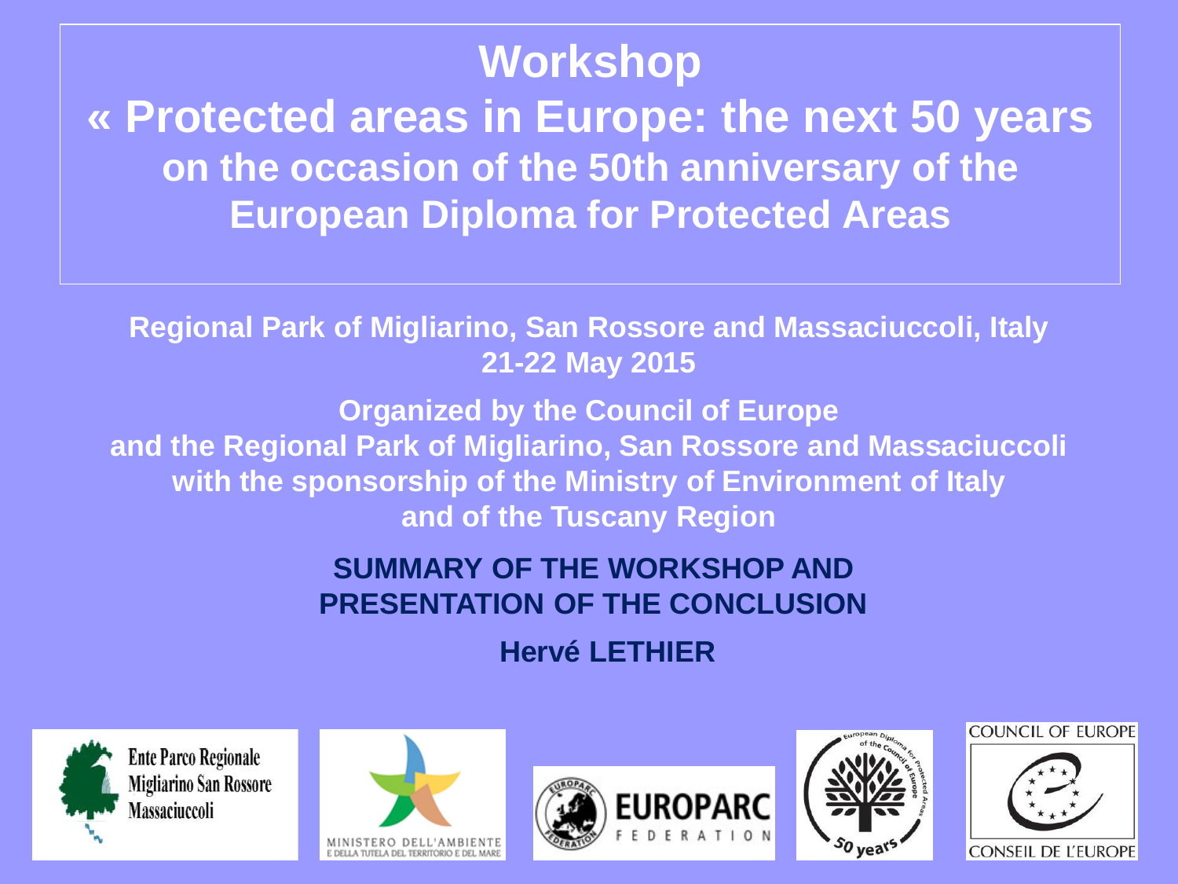# Workshop

# « Protected areas in Europe: the next 50 years

## on the occasion of the 50th anniversary of the European Diploma for Protected Areas

**Regional Park of Migliarino, San Rossore and Massaciuccoli, Italy**
**21-22 May 2015**

**Organized by the Council of Europe**
**and the Regional Park of Migliarino, San Rossore and Massaciuccoli**
**with the sponsorship of the Ministry of Environment of Italy**
**and of the Tuscany Region**

**SUMMARY OF THE WORKSHOP AND PRESENTATION OF THE CONCLUSION**

**Hervé LETHIER**

Ente Parco Regionale Migliarino San Rossore Massaciuccoli

MINISTERO DELL'AMBIENTE E DELLA TUTELA DEL TERRITORIO E DEL MARE

EUROPARC FEDERATION

European Diploma for Protected Areas of the Council of Europe – 50 years

COUNCIL OF EUROPE
CONSEIL DE L'EUROPE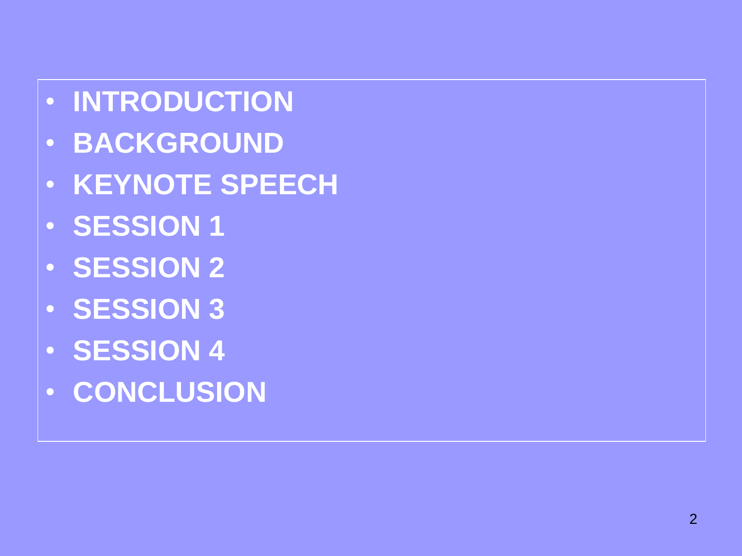- **INTRODUCTION**
- **BACKGROUND**
- **KEYNOTE SPEECH**
- **SESSION 1**
- **SESSION 2**
- **SESSION 3**
- **SESSION 4**
- **CONCLUSION**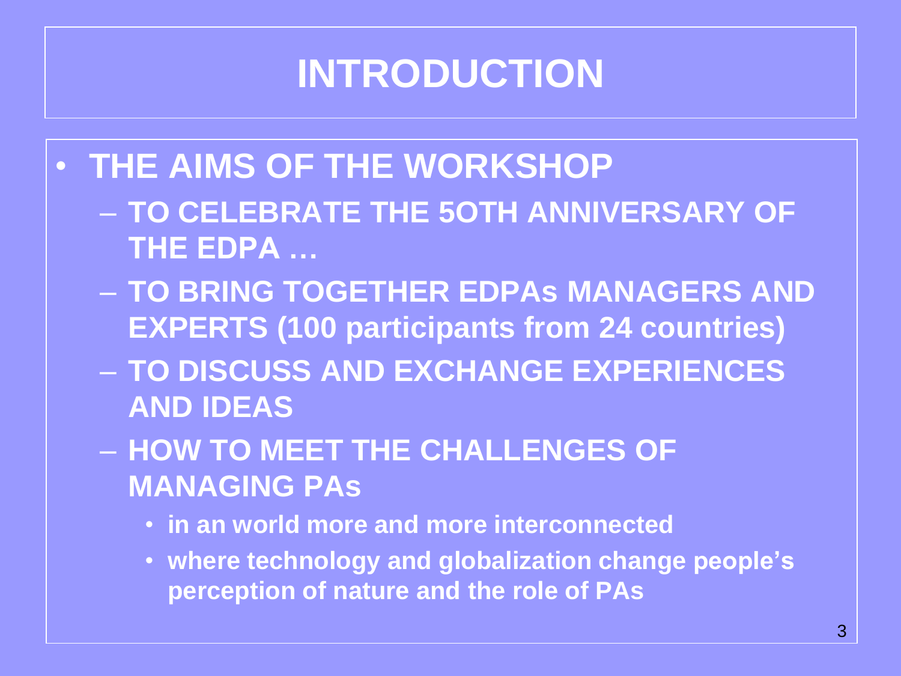# INTRODUCTION

- **THE AIMS OF THE WORKSHOP**
  - **TO CELEBRATE THE 5OTH ANNIVERSARY OF THE EDPA …**
  - **TO BRING TOGETHER EDPAs MANAGERS AND EXPERTS (100 participants from 24 countries)**
  - **TO DISCUSS AND EXCHANGE EXPERIENCES AND IDEAS**
  - **HOW TO MEET THE CHALLENGES OF MANAGING PAs**
    - **in an world more and more interconnected**
    - **where technology and globalization change people's perception of nature and the role of PAs**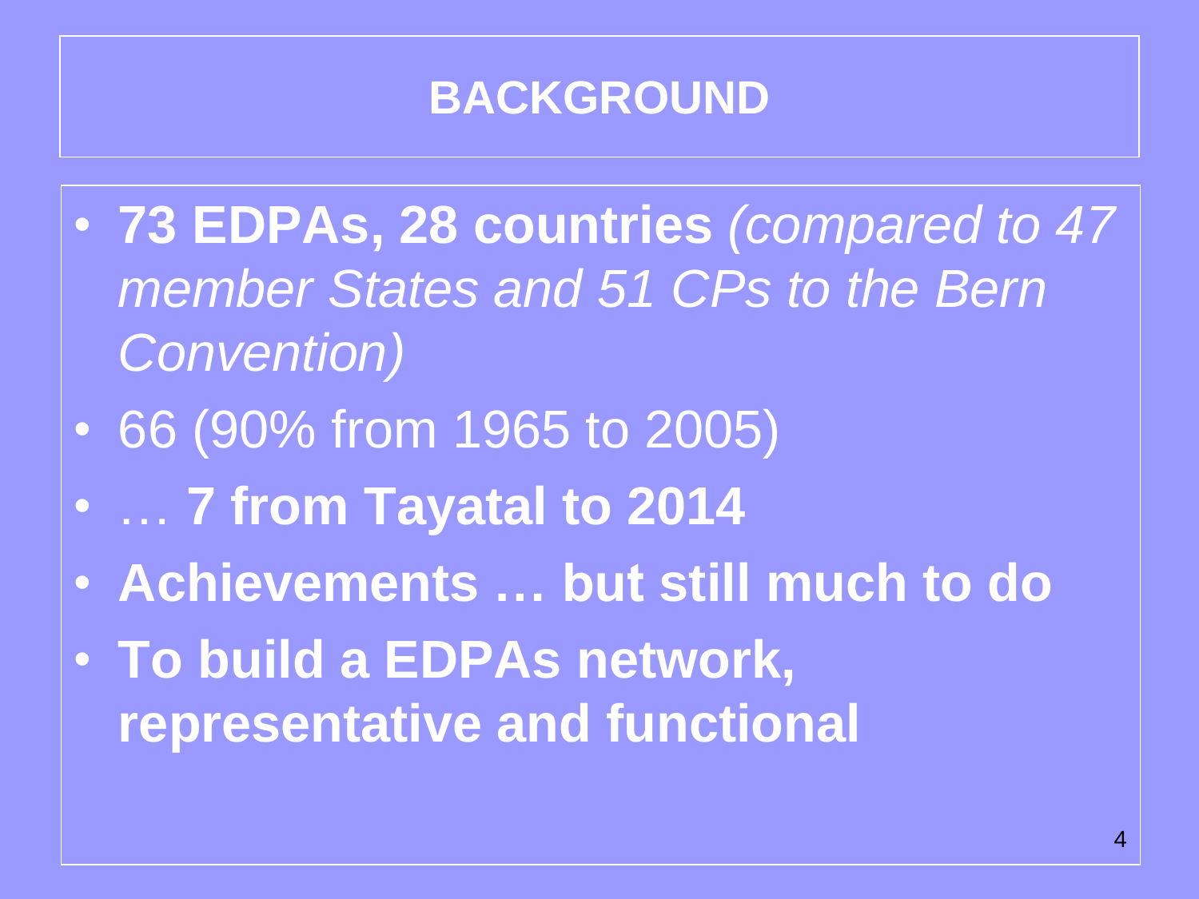# BACKGROUND

- **73 EDPAs, 28 countries** *(compared to 47 member States and 51 CPs to the Bern Convention)*
- 66 (90% from 1965 to 2005)
- … **7 from Tayatal to 2014**
- **Achievements … but still much to do**
- **To build a EDPAs network, representative and functional**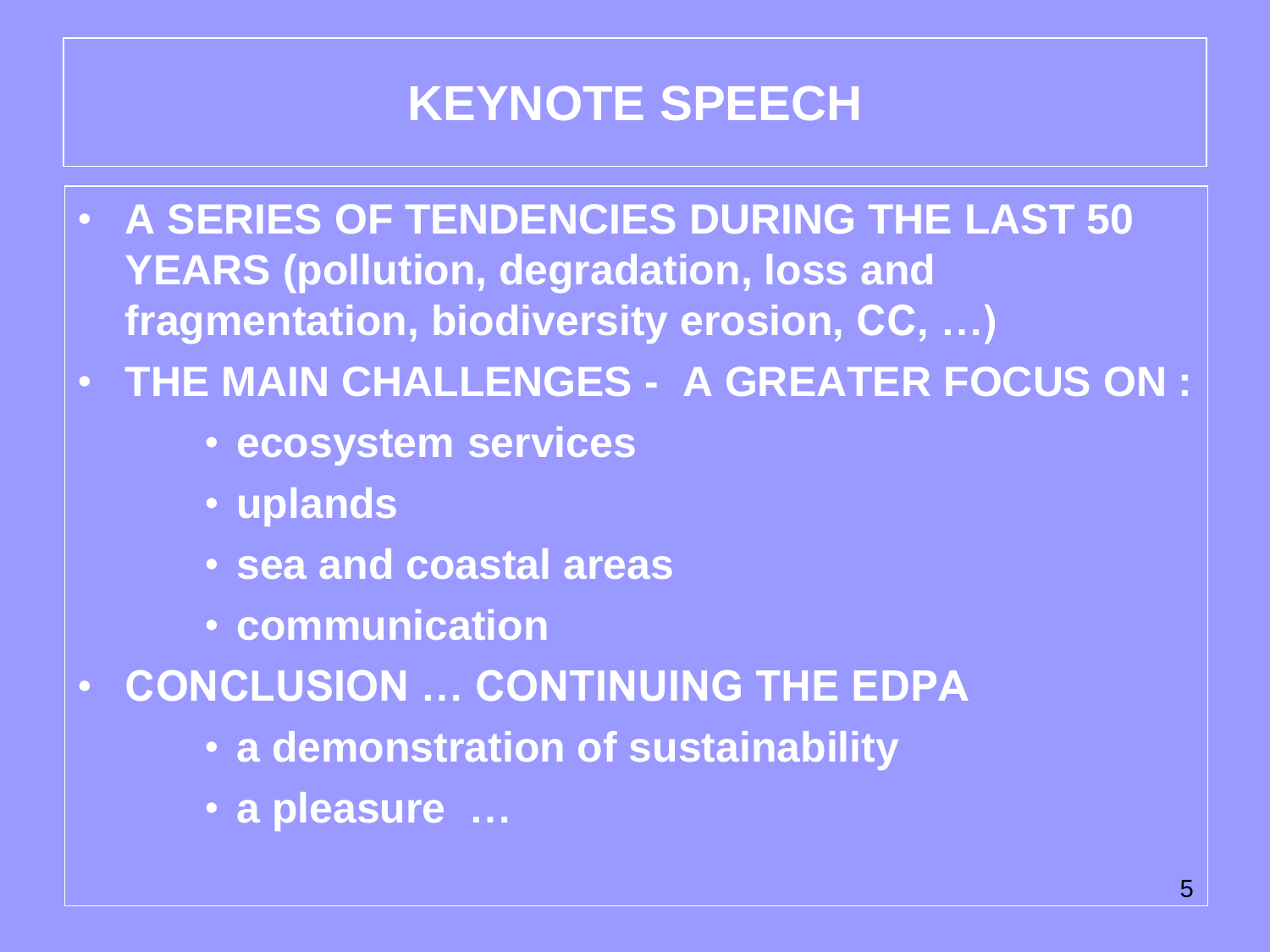# KEYNOTE SPEECH

- **A SERIES OF TENDENCIES DURING THE LAST 50 YEARS (pollution, degradation, loss and fragmentation, biodiversity erosion, CC, …)**
- **THE MAIN CHALLENGES - A GREATER FOCUS ON :**
  - **ecosystem services**
  - **uplands**
  - **sea and coastal areas**
  - **communication**
- **CONCLUSION … CONTINUING THE EDPA**
  - **a demonstration of sustainability**
  - **a pleasure …**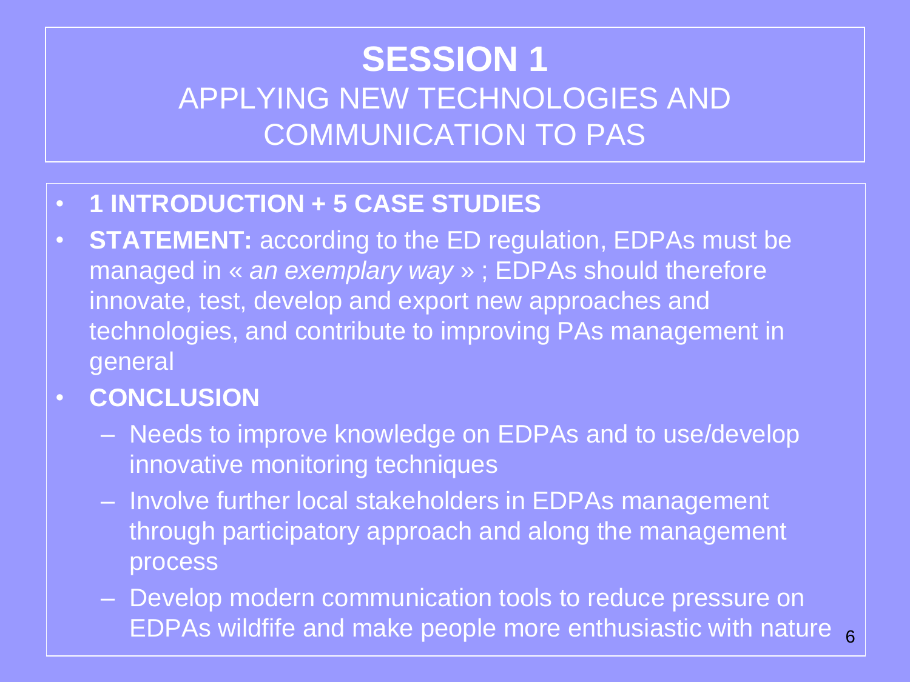# SESSION 1

## APPLYING NEW TECHNOLOGIES AND COMMUNICATION TO PAS

- **1 INTRODUCTION + 5 CASE STUDIES**
- **STATEMENT:** according to the ED regulation, EDPAs must be managed in « *an exemplary way* » ; EDPAs should therefore innovate, test, develop and export new approaches and technologies, and contribute to improving PAs management in general
- **CONCLUSION**
  - Needs to improve knowledge on EDPAs and to use/develop innovative monitoring techniques
  - Involve further local stakeholders in EDPAs management through participatory approach and along the management process
  - Develop modern communication tools to reduce pressure on EDPAs wildfife and make people more enthusiastic with nature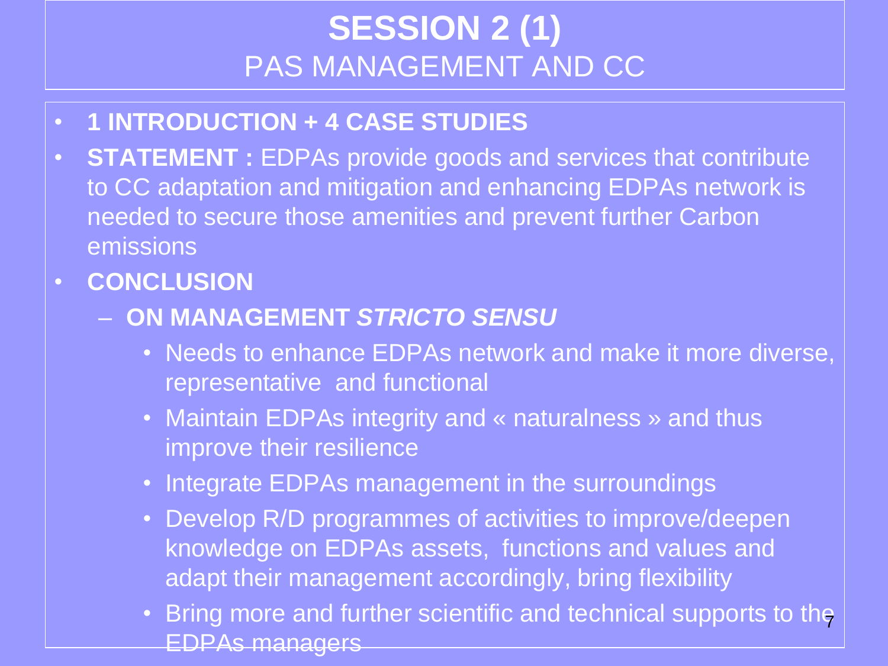# SESSION 2 (1)

## PAS MANAGEMENT AND CC

- **1 INTRODUCTION + 4 CASE STUDIES**
- **STATEMENT :** EDPAs provide goods and services that contribute to CC adaptation and mitigation and enhancing EDPAs network is needed to secure those amenities and prevent further Carbon emissions
- **CONCLUSION**
  - **ON MANAGEMENT *STRICTO SENSU***
    - Needs to enhance EDPAs network and make it more diverse, representative and functional
    - Maintain EDPAs integrity and « naturalness » and thus improve their resilience
    - Integrate EDPAs management in the surroundings
    - Develop R/D programmes of activities to improve/deepen knowledge on EDPAs assets, functions and values and adapt their management accordingly, bring flexibility
    - Bring more and further scientific and technical supports to the EDPAs managers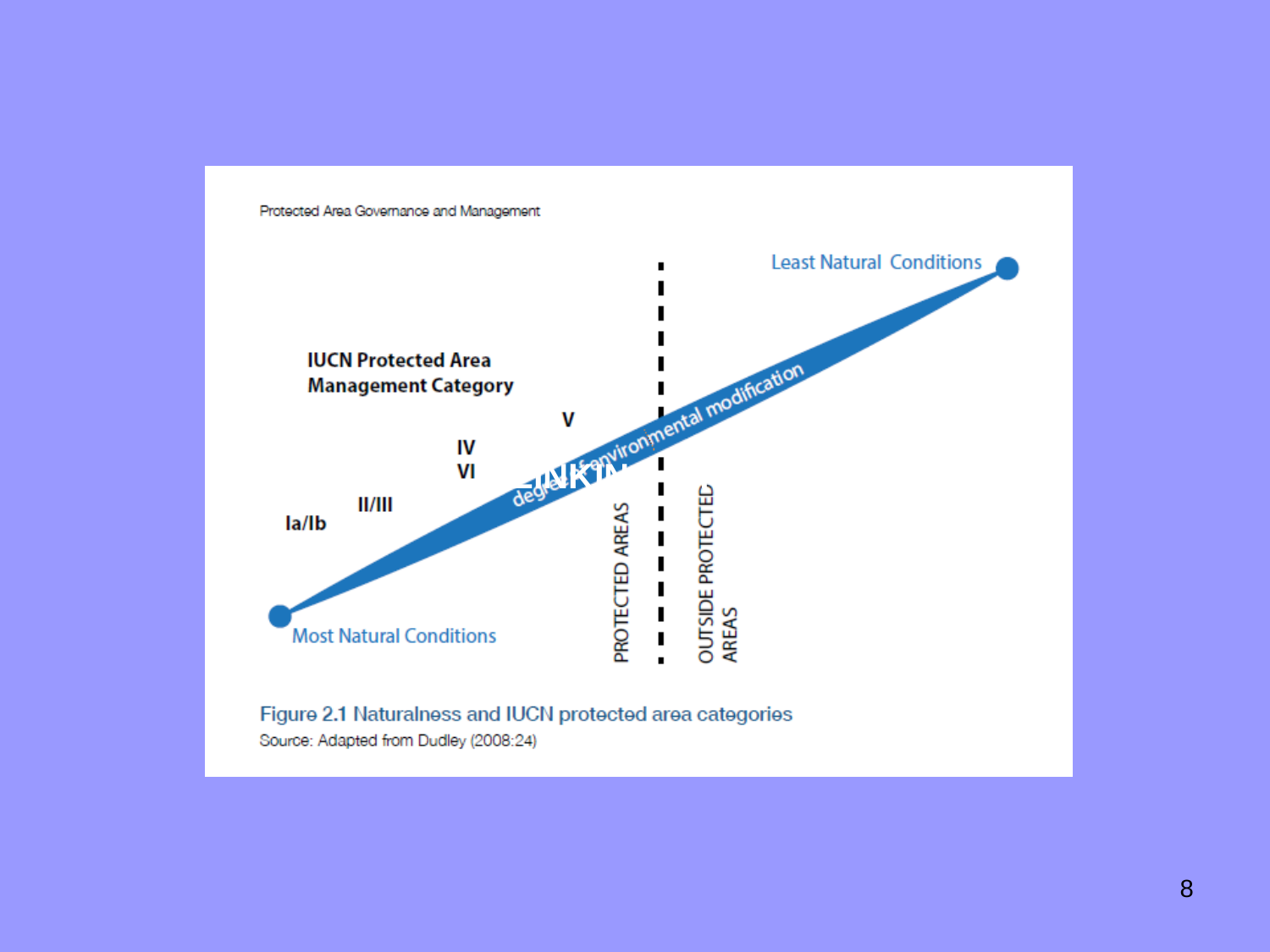Protected Area Governance and Management

IUCN Protected Area Management Category

Ia/Ib

II/III

IV

VI

V

Most Natural Conditions

Least Natural Conditions

degree of environmental modification

PROTECTED AREAS

OUTSIDE PROTECTED AREAS

Figure 2.1 Naturalness and IUCN protected area categories

Source: Adapted from Dudley (2008:24)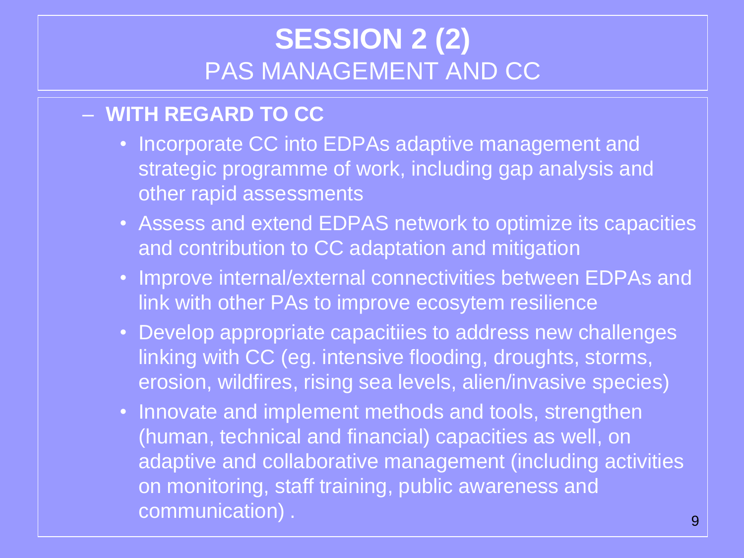# SESSION 2 (2)
## PAS MANAGEMENT AND CC

- **WITH REGARD TO CC**
  - Incorporate CC into EDPAs adaptive management and strategic programme of work, including gap analysis and other rapid assessments
  - Assess and extend EDPAS network to optimize its capacities and contribution to CC adaptation and mitigation
  - Improve internal/external connectivities between EDPAs and link with other PAs to improve ecosytem resilience
  - Develop appropriate capacitiies to address new challenges linking with CC (eg. intensive flooding, droughts, storms, erosion, wildfires, rising sea levels, alien/invasive species)
  - Innovate and implement methods and tools, strengthen (human, technical and financial) capacities as well, on adaptive and collaborative management (including activities on monitoring, staff training, public awareness and communication) .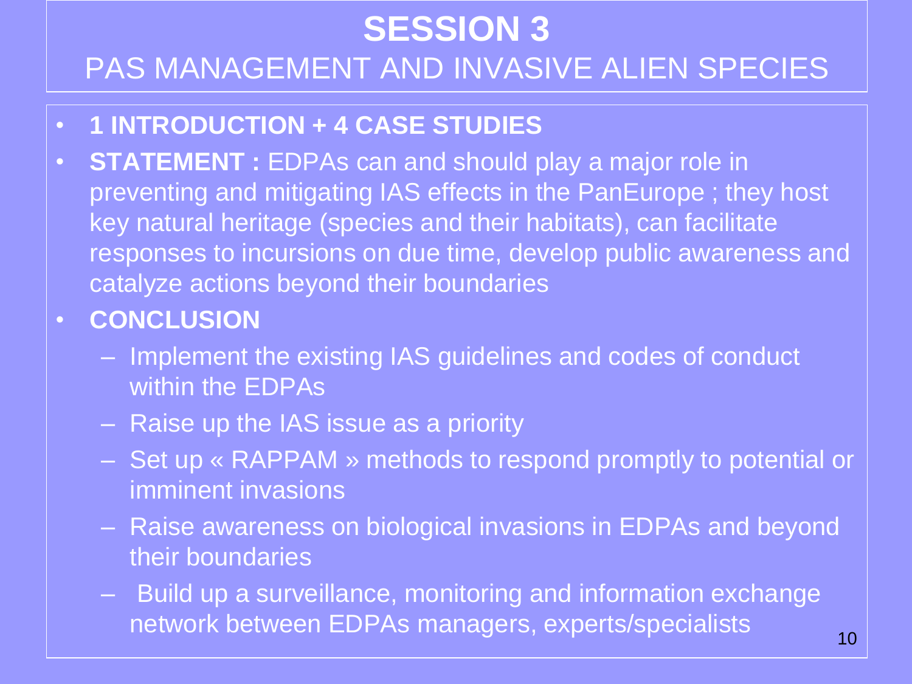# SESSION 3

## PAS MANAGEMENT AND INVASIVE ALIEN SPECIES

- **1 INTRODUCTION + 4 CASE STUDIES**
- **STATEMENT :** EDPAs can and should play a major role in preventing and mitigating IAS effects in the PanEurope ; they host key natural heritage (species and their habitats), can facilitate responses to incursions on due time, develop public awareness and catalyze actions beyond their boundaries
- **CONCLUSION**
  - Implement the existing IAS guidelines and codes of conduct within the EDPAs
  - Raise up the IAS issue as a priority
  - Set up « RAPPAM » methods to respond promptly to potential or imminent invasions
  - Raise awareness on biological invasions in EDPAs and beyond their boundaries
  - Build up a surveillance, monitoring and information exchange network between EDPAs managers, experts/specialists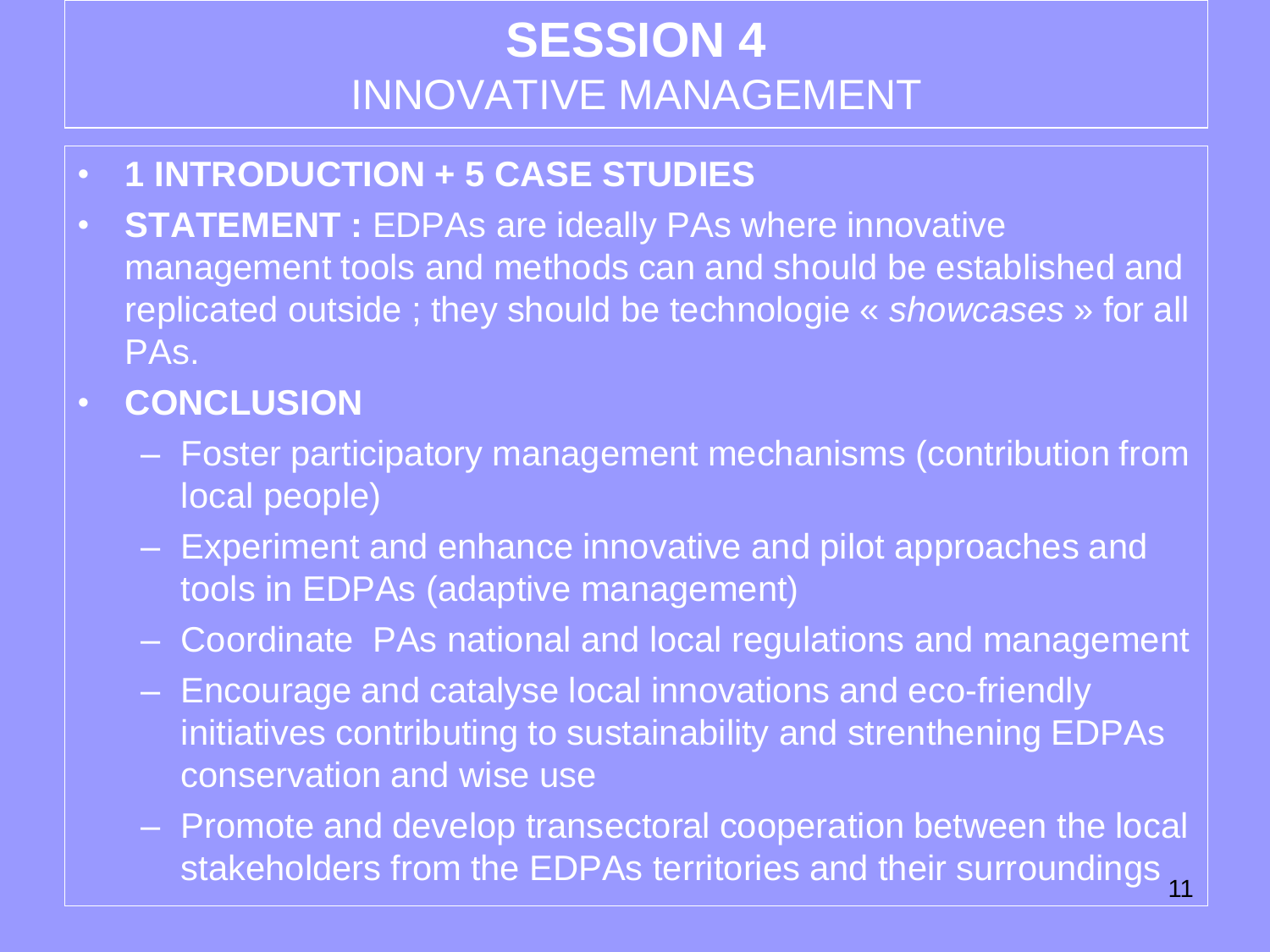# SESSION 4

## INNOVATIVE MANAGEMENT

- **1 INTRODUCTION + 5 CASE STUDIES**
- **STATEMENT :** EDPAs are ideally PAs where innovative management tools and methods can and should be established and replicated outside ; they should be technologie « *showcases* » for all PAs.
- **CONCLUSION**
  - Foster participatory management mechanisms (contribution from local people)
  - Experiment and enhance innovative and pilot approaches and tools in EDPAs (adaptive management)
  - Coordinate PAs national and local regulations and management
  - Encourage and catalyse local innovations and eco-friendly initiatives contributing to sustainability and strenthening EDPAs conservation and wise use
  - Promote and develop transectoral cooperation between the local stakeholders from the EDPAs territories and their surroundings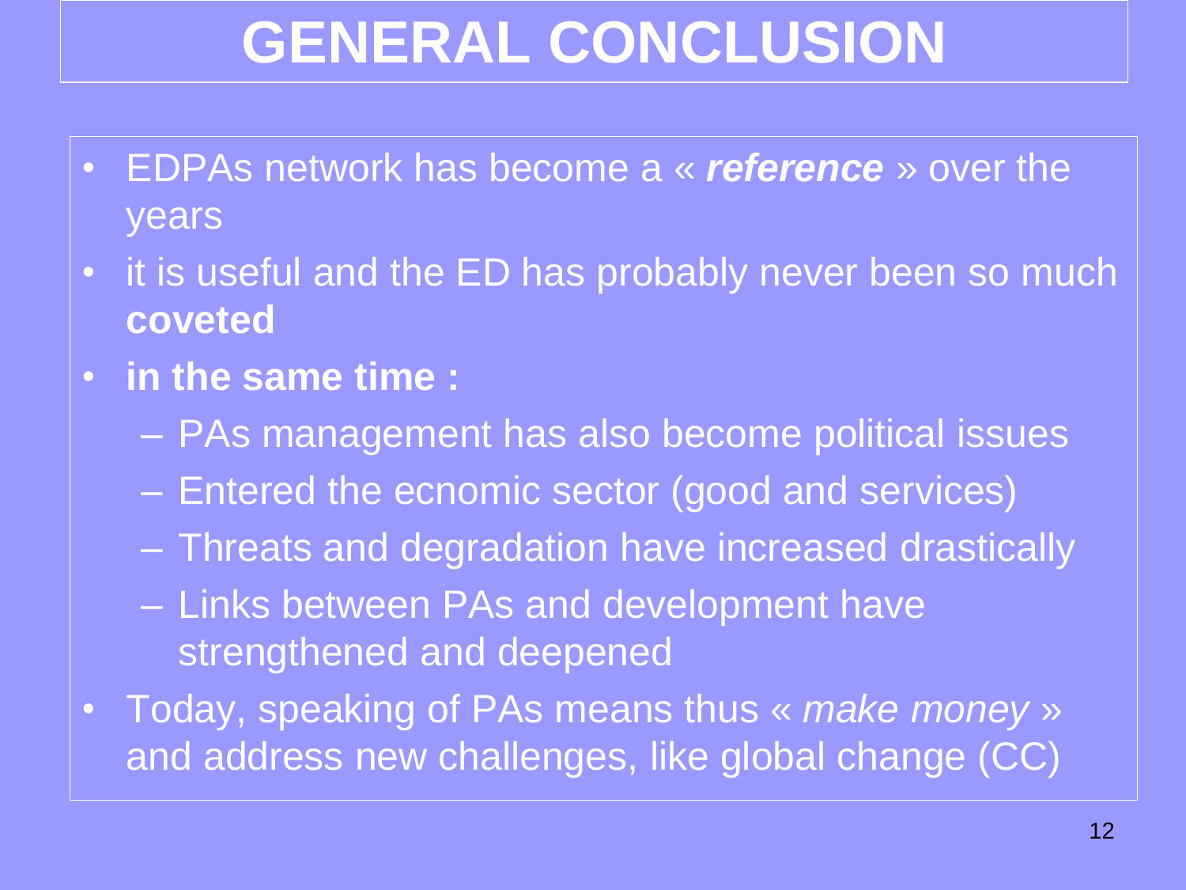# GENERAL CONCLUSION

- EDPAs network has become a « ***reference*** » over the years
- it is useful and the ED has probably never been so much **coveted**
- **in the same time :**
  - PAs management has also become political issues
  - Entered the ecnomic sector (good and services)
  - Threats and degradation have increased drastically
  - Links between PAs and development have strengthened and deepened
- Today, speaking of PAs means thus « *make money* » and address new challenges, like global change (CC)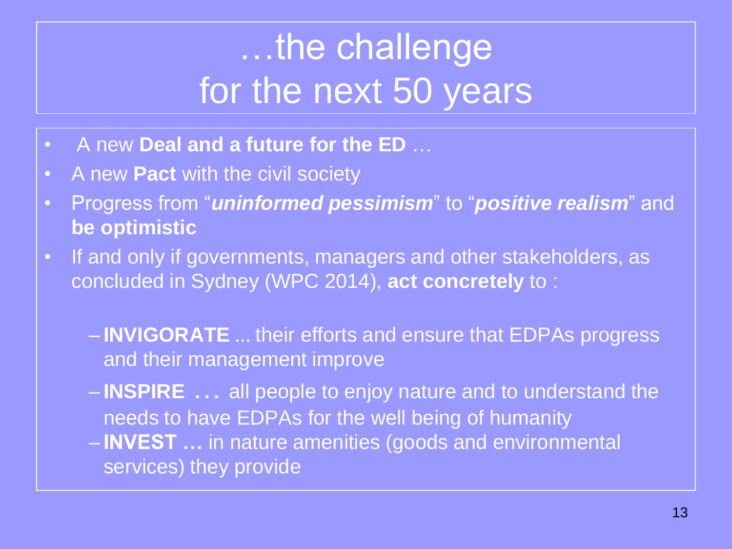# …the challenge for the next 50 years

- A new **Deal and a future for the ED** …
- A new **Pact** with the civil society
- Progress from "***uninformed pessimism***" to "***positive realism***" and **be optimistic**
- If and only if governments, managers and other stakeholders, as concluded in Sydney (WPC 2014), **act concretely** to :
  - **INVIGORATE** ... their efforts and ensure that EDPAs progress and their management improve
  - **INSPIRE ...** all people to enjoy nature and to understand the needs to have EDPAs for the well being of humanity
  - **INVEST …** in nature amenities (goods and environmental services) they provide